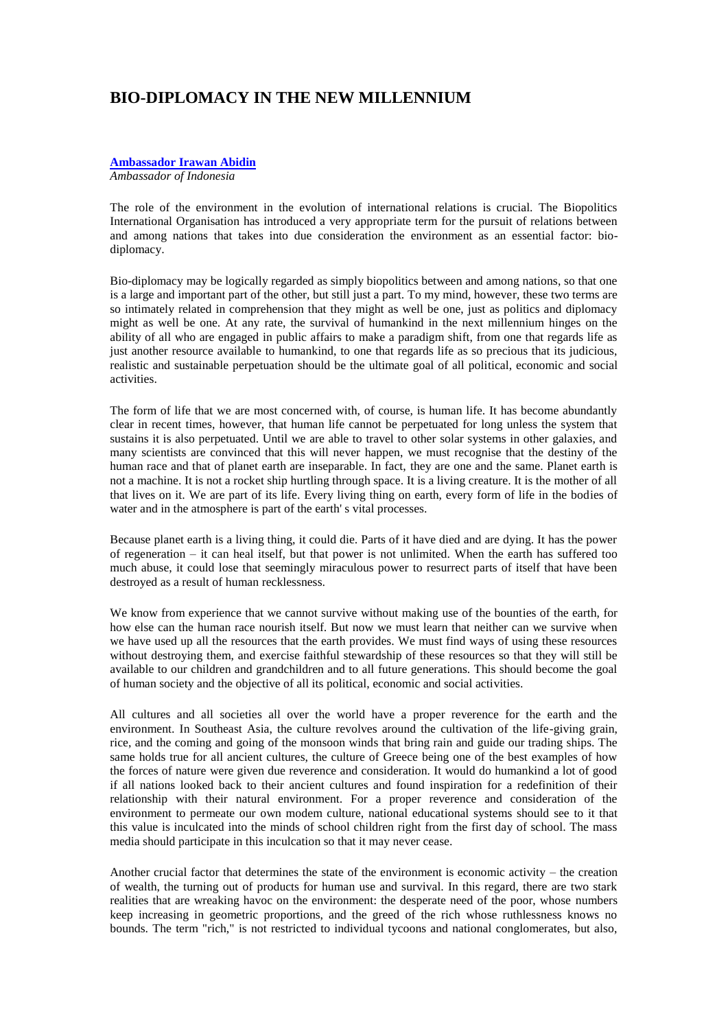# BIO-DIPLOMACY IN THE NEW MILLENNIUM

**Ambassador Irawan Abidin**
*Ambassador of Indonesia*

The role of the environment in the evolution of international relations is crucial. The Biopolitics International Organisation has introduced a very appropriate term for the pursuit of relations between and among nations that takes into due consideration the environment as an essential factor: bio-diplomacy.

Bio-diplomacy may be logically regarded as simply biopolitics between and among nations, so that one is a large and important part of the other, but still just a part. To my mind, however, these two terms are so intimately related in comprehension that they might as well be one, just as politics and diplomacy might as well be one. At any rate, the survival of humankind in the next millennium hinges on the ability of all who are engaged in public affairs to make a paradigm shift, from one that regards life as just another resource available to humankind, to one that regards life as so precious that its judicious, realistic and sustainable perpetuation should be the ultimate goal of all political, economic and social activities.

The form of life that we are most concerned with, of course, is human life. It has become abundantly clear in recent times, however, that human life cannot be perpetuated for long unless the system that sustains it is also perpetuated. Until we are able to travel to other solar systems in other galaxies, and many scientists are convinced that this will never happen, we must recognise that the destiny of the human race and that of planet earth are inseparable. In fact, they are one and the same. Planet earth is not a machine. It is not a rocket ship hurtling through space. It is a living creature. It is the mother of all that lives on it. We are part of its life. Every living thing on earth, every form of life in the bodies of water and in the atmosphere is part of the earth' s vital processes.

Because planet earth is a living thing, it could die. Parts of it have died and are dying. It has the power of regeneration – it can heal itself, but that power is not unlimited. When the earth has suffered too much abuse, it could lose that seemingly miraculous power to resurrect parts of itself that have been destroyed as a result of human recklessness.

We know from experience that we cannot survive without making use of the bounties of the earth, for how else can the human race nourish itself. But now we must learn that neither can we survive when we have used up all the resources that the earth provides. We must find ways of using these resources without destroying them, and exercise faithful stewardship of these resources so that they will still be available to our children and grandchildren and to all future generations. This should become the goal of human society and the objective of all its political, economic and social activities.

All cultures and all societies all over the world have a proper reverence for the earth and the environment. In Southeast Asia, the culture revolves around the cultivation of the life-giving grain, rice, and the coming and going of the monsoon winds that bring rain and guide our trading ships. The same holds true for all ancient cultures, the culture of Greece being one of the best examples of how the forces of nature were given due reverence and consideration. It would do humankind a lot of good if all nations looked back to their ancient cultures and found inspiration for a redefinition of their relationship with their natural environment. For a proper reverence and consideration of the environment to permeate our own modem culture, national educational systems should see to it that this value is inculcated into the minds of school children right from the first day of school. The mass media should participate in this inculcation so that it may never cease.

Another crucial factor that determines the state of the environment is economic activity – the creation of wealth, the turning out of products for human use and survival. In this regard, there are two stark realities that are wreaking havoc on the environment: the desperate need of the poor, whose numbers keep increasing in geometric proportions, and the greed of the rich whose ruthlessness knows no bounds. The term "rich," is not restricted to individual tycoons and national conglomerates, but also,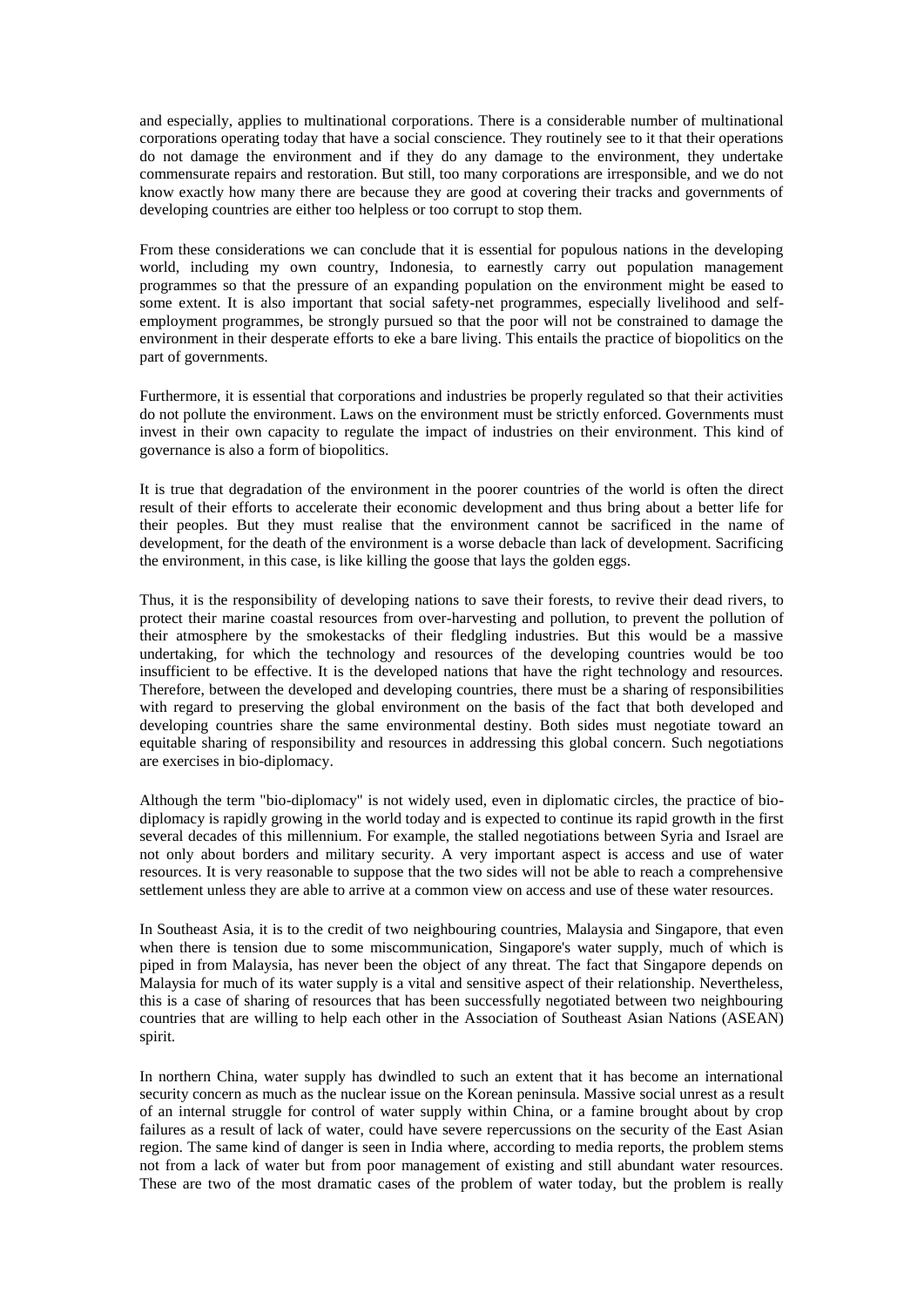and especially, applies to multinational corporations. There is a considerable number of multinational corporations operating today that have a social conscience. They routinely see to it that their operations do not damage the environment and if they do any damage to the environment, they undertake commensurate repairs and restoration. But still, too many corporations are irresponsible, and we do not know exactly how many there are because they are good at covering their tracks and governments of developing countries are either too helpless or too corrupt to stop them.

From these considerations we can conclude that it is essential for populous nations in the developing world, including my own country, Indonesia, to earnestly carry out population management programmes so that the pressure of an expanding population on the environment might be eased to some extent. It is also important that social safety-net programmes, especially livelihood and self-employment programmes, be strongly pursued so that the poor will not be constrained to damage the environment in their desperate efforts to eke a bare living. This entails the practice of biopolitics on the part of governments.

Furthermore, it is essential that corporations and industries be properly regulated so that their activities do not pollute the environment. Laws on the environment must be strictly enforced. Governments must invest in their own capacity to regulate the impact of industries on their environment. This kind of governance is also a form of biopolitics.

It is true that degradation of the environment in the poorer countries of the world is often the direct result of their efforts to accelerate their economic development and thus bring about a better life for their peoples. But they must realise that the environment cannot be sacrificed in the name of development, for the death of the environment is a worse debacle than lack of development. Sacrificing the environment, in this case, is like killing the goose that lays the golden eggs.

Thus, it is the responsibility of developing nations to save their forests, to revive their dead rivers, to protect their marine coastal resources from over-harvesting and pollution, to prevent the pollution of their atmosphere by the smokestacks of their fledgling industries. But this would be a massive undertaking, for which the technology and resources of the developing countries would be too insufficient to be effective. It is the developed nations that have the right technology and resources. Therefore, between the developed and developing countries, there must be a sharing of responsibilities with regard to preserving the global environment on the basis of the fact that both developed and developing countries share the same environmental destiny. Both sides must negotiate toward an equitable sharing of responsibility and resources in addressing this global concern. Such negotiations are exercises in bio-diplomacy.

Although the term "bio-diplomacy" is not widely used, even in diplomatic circles, the practice of bio-diplomacy is rapidly growing in the world today and is expected to continue its rapid growth in the first several decades of this millennium. For example, the stalled negotiations between Syria and Israel are not only about borders and military security. A very important aspect is access and use of water resources. It is very reasonable to suppose that the two sides will not be able to reach a comprehensive settlement unless they are able to arrive at a common view on access and use of these water resources.

In Southeast Asia, it is to the credit of two neighbouring countries, Malaysia and Singapore, that even when there is tension due to some miscommunication, Singapore's water supply, much of which is piped in from Malaysia, has never been the object of any threat. The fact that Singapore depends on Malaysia for much of its water supply is a vital and sensitive aspect of their relationship. Nevertheless, this is a case of sharing of resources that has been successfully negotiated between two neighbouring countries that are willing to help each other in the Association of Southeast Asian Nations (ASEAN) spirit.

In northern China, water supply has dwindled to such an extent that it has become an international security concern as much as the nuclear issue on the Korean peninsula. Massive social unrest as a result of an internal struggle for control of water supply within China, or a famine brought about by crop failures as a result of lack of water, could have severe repercussions on the security of the East Asian region. The same kind of danger is seen in India where, according to media reports, the problem stems not from a lack of water but from poor management of existing and still abundant water resources. These are two of the most dramatic cases of the problem of water today, but the problem is really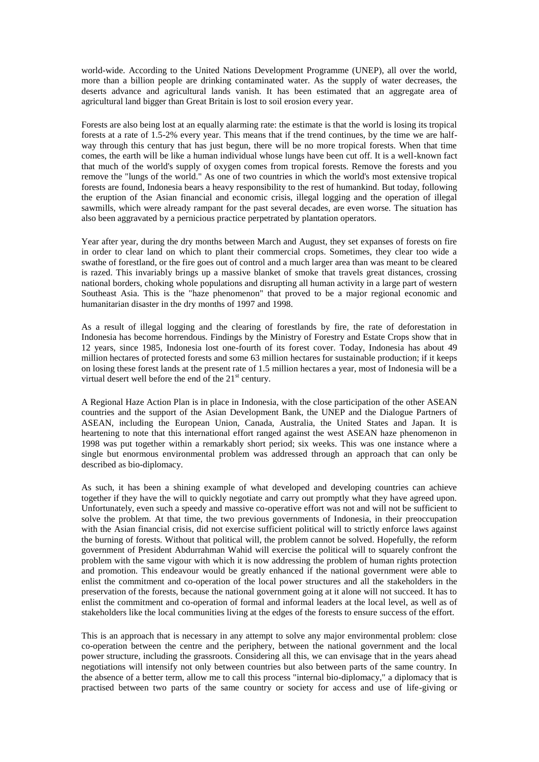world-wide. According to the United Nations Development Programme (UNEP), all over the world, more than a billion people are drinking contaminated water. As the supply of water decreases, the deserts advance and agricultural lands vanish. It has been estimated that an aggregate area of agricultural land bigger than Great Britain is lost to soil erosion every year.

Forests are also being lost at an equally alarming rate: the estimate is that the world is losing its tropical forests at a rate of 1.5-2% every year. This means that if the trend continues, by the time we are half-way through this century that has just begun, there will be no more tropical forests. When that time comes, the earth will be like a human individual whose lungs have been cut off. It is a well-known fact that much of the world's supply of oxygen comes from tropical forests. Remove the forests and you remove the "lungs of the world." As one of two countries in which the world's most extensive tropical forests are found, Indonesia bears a heavy responsibility to the rest of humankind. But today, following the eruption of the Asian financial and economic crisis, illegal logging and the operation of illegal sawmills, which were already rampant for the past several decades, are even worse. The situation has also been aggravated by a pernicious practice perpetrated by plantation operators.

Year after year, during the dry months between March and August, they set expanses of forests on fire in order to clear land on which to plant their commercial crops. Sometimes, they clear too wide a swathe of forestland, or the fire goes out of control and a much larger area than was meant to be cleared is razed. This invariably brings up a massive blanket of smoke that travels great distances, crossing national borders, choking whole populations and disrupting all human activity in a large part of western Southeast Asia. This is the "haze phenomenon" that proved to be a major regional economic and humanitarian disaster in the dry months of 1997 and 1998.

As a result of illegal logging and the clearing of forestlands by fire, the rate of deforestation in Indonesia has become horrendous. Findings by the Ministry of Forestry and Estate Crops show that in 12 years, since 1985, Indonesia lost one-fourth of its forest cover. Today, Indonesia has about 49 million hectares of protected forests and some 63 million hectares for sustainable production; if it keeps on losing these forest lands at the present rate of 1.5 million hectares a year, most of Indonesia will be a virtual desert well before the end of the 21st century.

A Regional Haze Action Plan is in place in Indonesia, with the close participation of the other ASEAN countries and the support of the Asian Development Bank, the UNEP and the Dialogue Partners of ASEAN, including the European Union, Canada, Australia, the United States and Japan. It is heartening to note that this international effort ranged against the west ASEAN haze phenomenon in 1998 was put together within a remarkably short period; six weeks. This was one instance where a single but enormous environmental problem was addressed through an approach that can only be described as bio-diplomacy.

As such, it has been a shining example of what developed and developing countries can achieve together if they have the will to quickly negotiate and carry out promptly what they have agreed upon. Unfortunately, even such a speedy and massive co-operative effort was not and will not be sufficient to solve the problem. At that time, the two previous governments of Indonesia, in their preoccupation with the Asian financial crisis, did not exercise sufficient political will to strictly enforce laws against the burning of forests. Without that political will, the problem cannot be solved. Hopefully, the reform government of President Abdurrahman Wahid will exercise the political will to squarely confront the problem with the same vigour with which it is now addressing the problem of human rights protection and promotion. This endeavour would be greatly enhanced if the national government were able to enlist the commitment and co-operation of the local power structures and all the stakeholders in the preservation of the forests, because the national government going at it alone will not succeed. It has to enlist the commitment and co-operation of formal and informal leaders at the local level, as well as of stakeholders like the local communities living at the edges of the forests to ensure success of the effort.

This is an approach that is necessary in any attempt to solve any major environmental problem: close co-operation between the centre and the periphery, between the national government and the local power structure, including the grassroots. Considering all this, we can envisage that in the years ahead negotiations will intensify not only between countries but also between parts of the same country. In the absence of a better term, allow me to call this process "internal bio-diplomacy," a diplomacy that is practised between two parts of the same country or society for access and use of life-giving or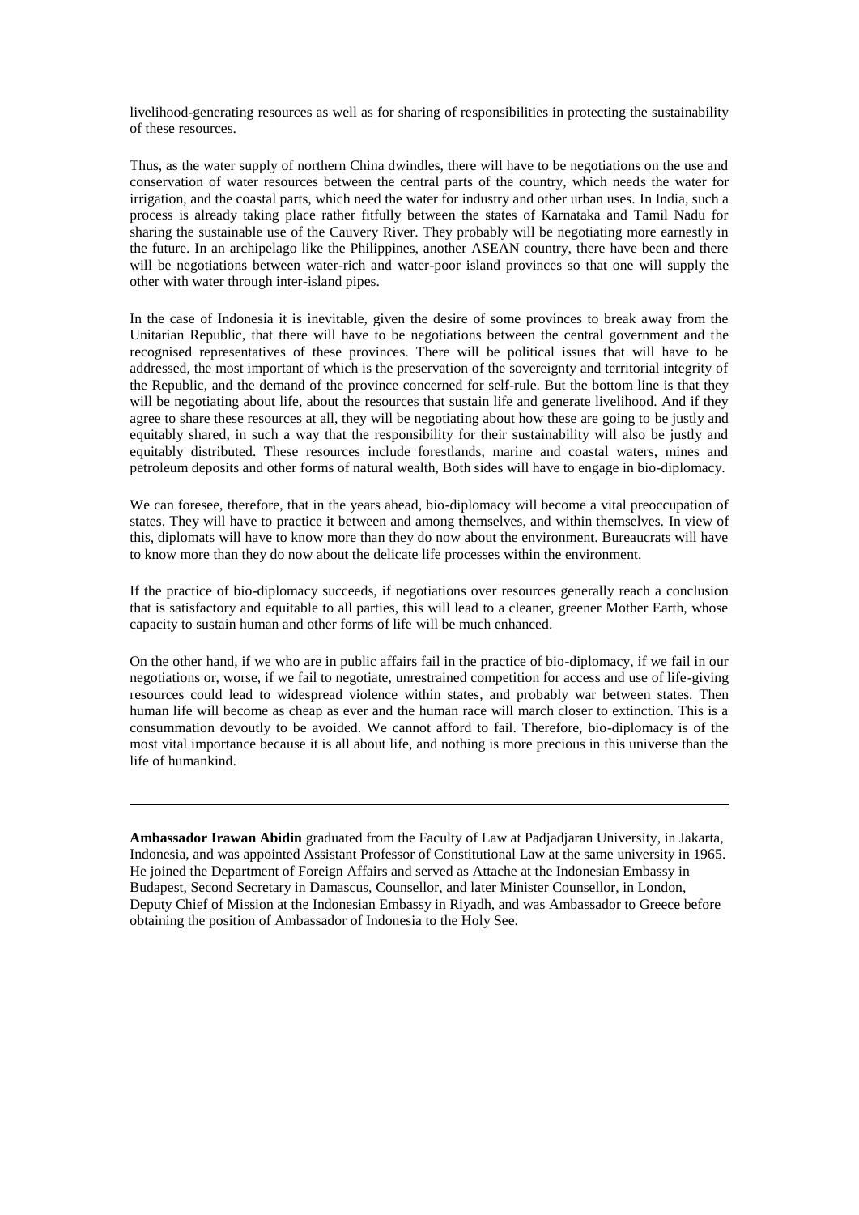livelihood-generating resources as well as for sharing of responsibilities in protecting the sustainability of these resources.

Thus, as the water supply of northern China dwindles, there will have to be negotiations on the use and conservation of water resources between the central parts of the country, which needs the water for irrigation, and the coastal parts, which need the water for industry and other urban uses. In India, such a process is already taking place rather fitfully between the states of Karnataka and Tamil Nadu for sharing the sustainable use of the Cauvery River. They probably will be negotiating more earnestly in the future. In an archipelago like the Philippines, another ASEAN country, there have been and there will be negotiations between water-rich and water-poor island provinces so that one will supply the other with water through inter-island pipes.

In the case of Indonesia it is inevitable, given the desire of some provinces to break away from the Unitarian Republic, that there will have to be negotiations between the central government and the recognised representatives of these provinces. There will be political issues that will have to be addressed, the most important of which is the preservation of the sovereignty and territorial integrity of the Republic, and the demand of the province concerned for self-rule. But the bottom line is that they will be negotiating about life, about the resources that sustain life and generate livelihood. And if they agree to share these resources at all, they will be negotiating about how these are going to be justly and equitably shared, in such a way that the responsibility for their sustainability will also be justly and equitably distributed. These resources include forestlands, marine and coastal waters, mines and petroleum deposits and other forms of natural wealth, Both sides will have to engage in bio-diplomacy.

We can foresee, therefore, that in the years ahead, bio-diplomacy will become a vital preoccupation of states. They will have to practice it between and among themselves, and within themselves. In view of this, diplomats will have to know more than they do now about the environment. Bureaucrats will have to know more than they do now about the delicate life processes within the environment.

If the practice of bio-diplomacy succeeds, if negotiations over resources generally reach a conclusion that is satisfactory and equitable to all parties, this will lead to a cleaner, greener Mother Earth, whose capacity to sustain human and other forms of life will be much enhanced.

On the other hand, if we who are in public affairs fail in the practice of bio-diplomacy, if we fail in our negotiations or, worse, if we fail to negotiate, unrestrained competition for access and use of life-giving resources could lead to widespread violence within states, and probably war between states. Then human life will become as cheap as ever and the human race will march closer to extinction. This is a consummation devoutly to be avoided. We cannot afford to fail. Therefore, bio-diplomacy is of the most vital importance because it is all about life, and nothing is more precious in this universe than the life of humankind.

---

**Ambassador Irawan Abidin** graduated from the Faculty of Law at Padjadjaran University, in Jakarta, Indonesia, and was appointed Assistant Professor of Constitutional Law at the same university in 1965. He joined the Department of Foreign Affairs and served as Attache at the Indonesian Embassy in Budapest, Second Secretary in Damascus, Counsellor, and later Minister Counsellor, in London, Deputy Chief of Mission at the Indonesian Embassy in Riyadh, and was Ambassador to Greece before obtaining the position of Ambassador of Indonesia to the Holy See.